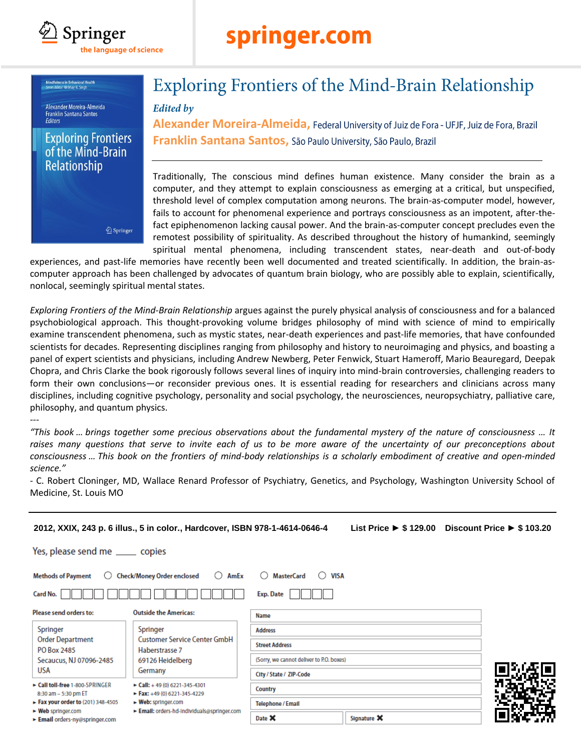Springer
the language of science

**springer.com**

# Exploring Frontiers of the Mind-Brain Relationship

*Edited by*

**Alexander Moreira-Almeida,** Federal University of Juiz de Fora - UFJF, Juiz de Fora, Brazil
**Franklin Santana Santos,** São Paulo University, São Paulo, Brazil

Traditionally, The conscious mind defines human existence. Many consider the brain as a computer, and they attempt to explain consciousness as emerging at a critical, but unspecified, threshold level of complex computation among neurons. The brain-as-computer model, however, fails to account for phenomenal experience and portrays consciousness as an impotent, after-the-fact epiphenomenon lacking causal power. And the brain-as-computer concept precludes even the remotest possibility of spirituality. As described throughout the history of humankind, seemingly spiritual mental phenomena, including transcendent states, near-death and out-of-body experiences, and past-life memories have recently been well documented and treated scientifically. In addition, the brain-as-computer approach has been challenged by advocates of quantum brain biology, who are possibly able to explain, scientifically, nonlocal, seemingly spiritual mental states.

*Exploring Frontiers of the Mind-Brain Relationship* argues against the purely physical analysis of consciousness and for a balanced psychobiological approach. This thought-provoking volume bridges philosophy of mind with science of mind to empirically examine transcendent phenomena, such as mystic states, near-death experiences and past-life memories, that have confounded scientists for decades. Representing disciplines ranging from philosophy and history to neuroimaging and physics, and boasting a panel of expert scientists and physicians, including Andrew Newberg, Peter Fenwick, Stuart Hameroff, Mario Beauregard, Deepak Chopra, and Chris Clarke the book rigorously follows several lines of inquiry into mind-brain controversies, challenging readers to form their own conclusions—or reconsider previous ones. It is essential reading for researchers and clinicians across many disciplines, including cognitive psychology, personality and social psychology, the neurosciences, neuropsychiatry, palliative care, philosophy, and quantum physics.

---

*"This book … brings together some precious observations about the fundamental mystery of the nature of consciousness … It raises many questions that serve to invite each of us to be more aware of the uncertainty of our preconceptions about consciousness … This book on the frontiers of mind-body relationships is a scholarly embodiment of creative and open-minded science."*

- C. Robert Cloninger, MD, Wallace Renard Professor of Psychiatry, Genetics, and Psychology, Washington University School of Medicine, St. Louis MO

---

**2012, XXIX, 243 p. 6 illus., 5 in color., Hardcover, ISBN 978-1-4614-0646-4** **List Price ► $ 129.00** **Discount Price ► $ 103.20**

Yes, please send me ____ copies

**Methods of Payment** ○ Check/Money Order enclosed ○ AmEx ○ MasterCard ○ VISA

**Card No.** ☐☐☐☐ ☐☐☐☐ ☐☐☐☐ ☐☐☐☐ ☐☐☐☐ **Exp. Date** ☐☐☐☐

**Please send orders to:**

Springer
Order Department
PO Box 2485
Secaucus, NJ 07096-2485
USA

- **Call toll-free** 1-800-SPRINGER 8:30 am – 5:30 pm ET
- **Fax your order to** (201) 348-4505
- **Web** springer.com
- **Email** orders-ny@springer.com

**Outside the Americas:**

Springer
Customer Service Center GmbH
Haberstrasse 7
69126 Heidelberg
Germany

- **Call:** + 49 (0) 6221-345-4301
- **Fax:** +49 (0) 6221-345-4229
- **Web:** springer.com
- **Email:** orders-hd-individuals@springer.com

Name
Address
Street Address
(Sorry, we cannot deliver to P.O. boxes)
City / State / ZIP-Code
Country
Telephone / Email
Date ✖ Signature ✖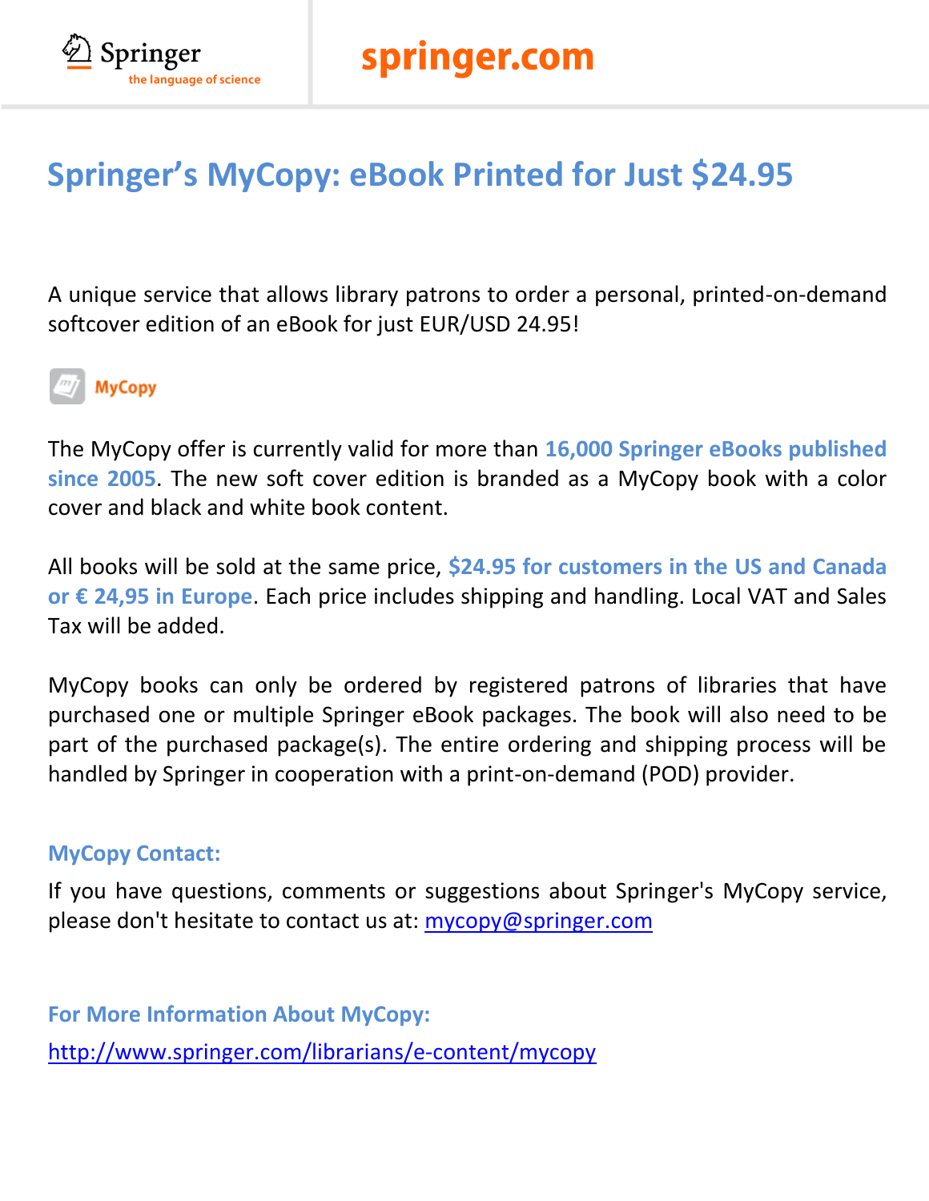Springer
the language of science

springer.com

# Springer's MyCopy: eBook Printed for Just $24.95

A unique service that allows library patrons to order a personal, printed-on-demand softcover edition of an eBook for just EUR/USD 24.95!

MyCopy

The MyCopy offer is currently valid for more than **16,000 Springer eBooks published since 2005**. The new soft cover edition is branded as a MyCopy book with a color cover and black and white book content.

All books will be sold at the same price, **$24.95 for customers in the US and Canada or € 24,95 in Europe**. Each price includes shipping and handling. Local VAT and Sales Tax will be added.

MyCopy books can only be ordered by registered patrons of libraries that have purchased one or multiple Springer eBook packages. The book will also need to be part of the purchased package(s). The entire ordering and shipping process will be handled by Springer in cooperation with a print-on-demand (POD) provider.

### MyCopy Contact:

If you have questions, comments or suggestions about Springer's MyCopy service, please don't hesitate to contact us at: mycopy@springer.com

### For More Information About MyCopy:

http://www.springer.com/librarians/e-content/mycopy